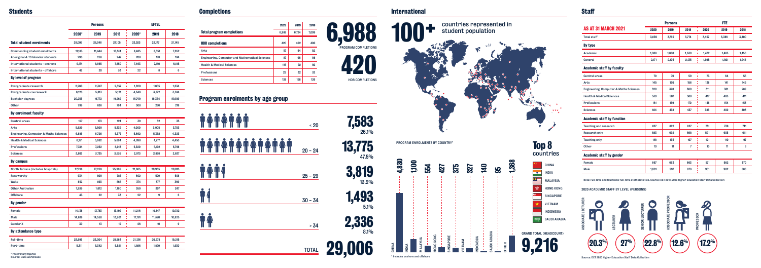# Students

| | Persons | | | EFTSL | | |
|---|---|---|---|---|---|---|
| | 2020* | 2019 | 2018 | 2020* | 2019 | 2018 |
| **Total student enrolments** | 29,006 | 28,346 | 27,105 | 23,023 | 22,177 | 21,145 |
| Commencing student enrolments | 11,163 | 11,444 | 10,514 | 8,485 | 8,351 | 7,652 |
| Aboriginal & TS Islander students | 290 | 256 | 247 | 208 | 178 | 164 |
| International students – onshore | 9,174 | 8,965 | 7,850 | 7,463 | 7,140 | 6,185 |
| International students – offshore | 42 | 20 | 33 | 22 | 8 | 6 |
| **By level of program** | | | | | | |
| Postgraduate research | 2,260 | 2,347 | 2,357 | 1,620 | 1,665 | 1,634 |
| Postgraduate coursework | 6,120 | 5,813 | 5,121 | 4,346 | 3,872 | 3,384 |
| Bachelor degrees | 20,255 | 19,772 | 19,262 | 16,749 | 16,354 | 15,909 |
| Other | 799 | 636 | 794 | 308 | 286 | 218 |
| **By enrolment faculty** | | | | | | |
| Central areas | 127 | 173 | 124 | 39 | 52 | 35 |
| Arts | 5,629 | 5,509 | 5,332 | 4,000 | 3,905 | 3,703 |
| Engineering, Computer & Maths Sciences | 6,886 | 6,736 | 5,377 | 5,692 | 5,552 | 4,333 |
| Health & Medical Sciences | 6,191 | 5,962 | 5,604 | 4,998 | 4,777 | 4,450 |
| Professions | 7,514 | 7,252 | 8,013 | 5,320 | 5,102 | 5,798 |
| Sciences | 3,803 | 3,735 | 3,635 | 2,973 | 2,808 | 2,637 |
| **By campus** | | | | | | |
| North Terrace (includes hospitals) | 27,798 | 27,259 | 25,009 | 21,885 | 20,955 | 20,015 |
| Roseworthy | 934 | 809 | 785 | 602 | 529 | 508 |
| Waite | 852 | 893 | 868 | 374 | 377 | 369 |
| Other Australian | 1,939 | 1,612 | 1,160 | 359 | 307 | 247 |
| Offshore | 43 | 22 | 33 | 22 | 9 | 6 |
| **By gender** | | | | | | |
| Female | 14,138 | 13,783 | 13,192 | 11,216 | 10,647 | 10,312 |
| Male | 14,838 | 14,550 | 13,901 | 11,781 | 11,520 | 10,825 |
| Gender X | 30 | 13 | 12 | 26 | 10 | 9 |
| **By attendance type** | | | | | | |
| Full-time | 23,695 | 23,004 | 21,584 | 21,136 | 20,278 | 19,215 |
| Part-time | 5,311 | 5,342 | 5,521 | 1,888 | 1,899 | 1,930 |

\* Preliminary figures
Source: Data warehouse

# Completions

| | 2020 | 2019 | 2018 |
|---|---|---|---|
| **Total program completions** | 6,988 | 6,724 | 7,009 |
| **HDR completions** | 420 | 402 | 400 |
| Arts | 57 | 54 | 52 |
| Engineering, Computer and Mathematical Sciences | 87 | 98 | 98 |
| Health & Medical Sciences | 116 | 92 | 92 |
| Professions | 22 | 32 | 32 |
| Sciences | 138 | 126 | 126 |

**6,988** PROGRAM COMPLETIONS

**420** HDR COMPLETIONS

## Program enrolments by age group

| Age group | Enrolments | % |
|---|---|---|
| < 20 | 7,583 | 26.1% |
| 20 – 24 | 13,775 | 47.5% |
| 25 – 29 | 3,819 | 13.2% |
| 30 – 34 | 1,493 | 5.1% |
| > 34 | 2,336 | 8.1% |
| TOTAL | 29,006 | |

# International

**100+** countries represented in student population

PROGRAM ENROLMENTS BY COUNTRY*

| Country | Enrolments |
|---|---|
| China | 4,830 |
| India | 1,100 |
| Malaysia | 554 |
| Hong Kong | 427 |
| Singapore | 375 |
| Vietnam | 327 |
| Indonesia | 140 |
| Saudi Arabia | 95 |
| Other | 1,368 |

\* Includes onshore and offshore

**Top 8** countries

- China
- India
- Malaysia
- Hong Kong
- Singapore
- Vietnam
- Indonesia
- Saudi Arabia

GRAND TOTAL (HEADCOUNT) **9,216**

# Staff

| AS AT 31 MARCH 2021 | Persons | | | FTE | | |
|---|---|---|---|---|---|---|
| | 2020 | 2019 | 2018 | 2020 | 2019 | 2018 |
| Total staff | 3,839 | 3,765 | 3,774 | 3,457 | 3,386 | 3,400 |
| **By type** | | | | | | |
| Academic | 1,668 | 1,660 | 1,639 | 1,472 | 1,465 | 1,456 |
| General | 2,171 | 2,105 | 2,135 | 1,985 | 1,921 | 1,944 |
| **Academic staff by faculty** | | | | | | |
| Central areas | 79 | 76 | 59 | 73 | 64 | 55 |
| Arts | 145 | 150 | 156 | 138 | 141 | 145 |
| Engineering, Computer & Maths Sciences | 329 | 320 | 309 | 311 | 301 | 289 |
| Health & Medical Sciences | 530 | 507 | 508 | 417 | 403 | 411 |
| Professions | 161 | 169 | 170 | 148 | 154 | 153 |
| Sciences | 424 | 438 | 437 | 386 | 402 | 403 |
| **Academic staff by function** | | | | | | |
| Teaching and research | 837 | 822 | 837 | 751 | 738 | 741 |
| Research only | 663 | 692 | 698 | 591 | 605 | 611 |
| Teaching only | 148 | 135 | 107 | 121 | 110 | 97 |
| Other | 10 | 11 | 7 | 10 | 11 | 8 |
| **Academic staff by gender** | | | | | | |
| Female | 667 | 663 | 663 | 571 | 563 | 570 |
| Male | 1,001 | 997 | 976 | 901 | 902 | 886 |

Note: Full-time and fractional full-time staff statistics. Source: DET 2018-2020 Higher Education Staff Data Collection

2020 ACADEMIC STAFF BY LEVEL (PERSONS)

| Associate Lecturer | Lecturer | Senior Lecturer | Associate Professor | Professor |
|---|---|---|---|---|
| 20.3% | 27% | 22.8% | 12.6% | 17.2% |

Source: DET 2020 Higher Education Staff Data Collection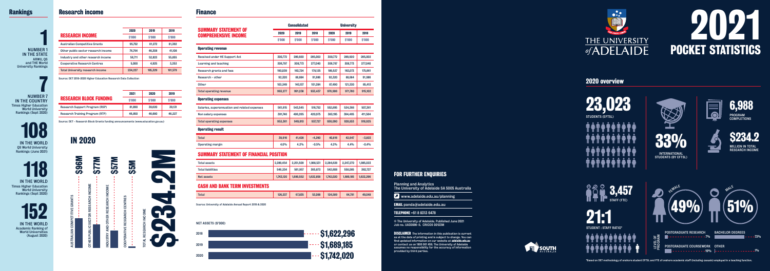## Rankings

**1**
NUMBER 1 IN THE STATE
ARWU, QS and THE World University Rankings

**7**
NUMBER 7 IN THE COUNTRY
Times Higher Education World University Rankings (Sept 2020)

**108**
IN THE WORLD
QS World University Rankings (June 2021)

**118**
IN THE WORLD
Times Higher Education World University Rankings (Sept 2020)

**152**
IN THE WORLD
Academic Ranking of World Universities (August 2020)

## Research income

| RESEARCH INCOME | 2020 | 2019 | 2018 |
|---|---|---|---|
| | $'000 | $'000 | $'000 |
| Australian Competitive Grants | 95,792 | 81,272 | 81,362 |
| Other public sector research income | 76,794 | 46,308 | 41,106 |
| Industry and other research income | 56,711 | 52,823 | 55,855 |
| Cooperative Research Centres | 5,000 | 4,925 | 3,253 |
| Total University research income | 234,227 | 185,329 | 181,579 |

Source: DET 2018–2020 Higher Education Research Data Collection

| RESEARCH BLOCK FUNDING | 2021 | 2020 | 2019 |
|---|---|---|---|
| | $'000 | $'000 | $'000 |
| Research Support Program (RSP) | 81,890 | 39,620 | 39,131 |
| Research Training Program (RTP) | 46,850 | 46,680 | 46,227 |

Source: DET – Research Block Grants funding announcements (www.education.gov.au)

### IN 2020

$96M
AUSTRALIAN COMPETITIVE GRANTS

$77M
OTHER PUBLIC SECTOR RESEARCH INCOME

$57M
INDUSTRY AND OTHER RESEARCH INCOME

$5M
COOPERATIVE RESEARCH CENTRES

$234.2M
TOTAL RESEARCH INCOME

## Finance

| SUMMARY STATEMENT OF COMPREHENSIVE INCOME | Consolidated | | | University | | |
|---|---|---|---|---|---|---|
| | 2020 | 2019 | 2018 | 2020 | 2019 | 2018 |
| | $'000 | $'000 | $'000 | $'000 | $'000 | $'000 |
| **Operating revenue** | | | | | | |
| Received under HE Support Act | 300,772 | 289,920 | 285,002 | 300,772 | 289,920 | 285,002 |
| Learning and teaching | 306,797 | 306,773 | 277,040 | 306,797 | 306,773 | 277,040 |
| Research grants and fees | 190,039 | 163,724 | 178,125 | 189,537 | 163,073 | 175,661 |
| Research – other | 93,320 | 86,684 | 91,986 | 93,320 | 86,684 | 91,986 |
| Other | 103,349 | 140,137 | 101,384 | 87,490 | 121,330 | 85,413 |
| Total operating revenue | 993,277 | 991,238 | 933,437 | 976,906 | 971,780 | 915,102 |
| **Operating expenses** | | | | | | |
| Salaries, superannuation and related expenses | 561,615 | 543,545 | 516,752 | 552,895 | 534,368 | 507,361 |
| Non salary expenses | 391,746 | 406,265 | 420,975 | 383,195 | 394,465 | 411,564 |
| Total operating expenses | 953,361 | 949,810 | 937,727 | 936,090 | 928,833 | 918,925 |
| **Operating result** | | | | | | |
| Total | 39,916 | 41,428 | -4,290 | 40,816 | 42,947 | -3,823 |
| Operating margin | 4.0% | 4.2% | -0.5% | 4.2% | 4.4% | -0.4% |

### SUMMARY STATEMENT OF FINANCIAL POSITION

| | | | | | | |
|---|---|---|---|---|---|---|
| Total assets | 2,289,454 | 2,251,509 | 1,988,531 | 2,284,629 | 2,247,270 | 1,985,033 |
| Total liabilities | 546,334 | 561,957 | 365,873 | 542,609 | 558,085 | 362,727 |
| Net assets | 1,743,120 | 1,689,552 | 1,622,658 | 1,742,020 | 1,689,185 | 1,622,296 |

### CASH AND BANK TERM INVESTMENTS

| | | | | | | |
|---|---|---|---|---|---|---|
| Total | 126,337 | 67,625 | 53,088 | 124,589 | 64,781 | 49,048 |

Source: University of Adelaide Annual Report 2019 & 2020

NET ASSETS ($'000)

2018 $1,622,296
2019 $1,689,185
2020 $1,742,020

## FOR FURTHER ENQUIRIES

Planning and Analytics
The University of Adelaide SA 5005 Australia

www.adelaide.edu.au/planning

**EMAIL** panda@adelaide.edu.au

**TELEPHONE** +61 8 8313 6478

© The University of Adelaide. Published June 2021
Job no. UA30096-IL CRICOS 00123M

**DISCLAIMER** The information in this publication is current as at the date of printing and is subject to change. You can find updated information on our website at **adelaide.edu.au** or contact us on 1800 061 459. The University of Adelaide assumes no responsibility for the accuracy of information provided by third parties.

THE UNIVERSITY of ADELAIDE

# 2021 POCKET STATISTICS

## 2020 overview

**23,023** STUDENTS (EFTSL)

**33%** INTERNATIONAL STUDENTS (BY EFTSL)

**6,988** PROGRAM COMPLETIONS

**$234.2** MILLION IN TOTAL RESEARCH INCOME

**3,457** STAFF (FTE)

**21:1** STUDENT : STAFF RATIO*

FEMALE 49%
MALE 51%

LEVEL OF PROGRAM
POSTGRADUATE RESEARCH 7%
BACHELOR DEGREES 73%
POSTGRADUATE COURSEWORK 19%
OTHER 1%

*Based on DET methodology of onshore student EFTSL and FTE of onshore academic staff (including casuals) employed in a teaching function.